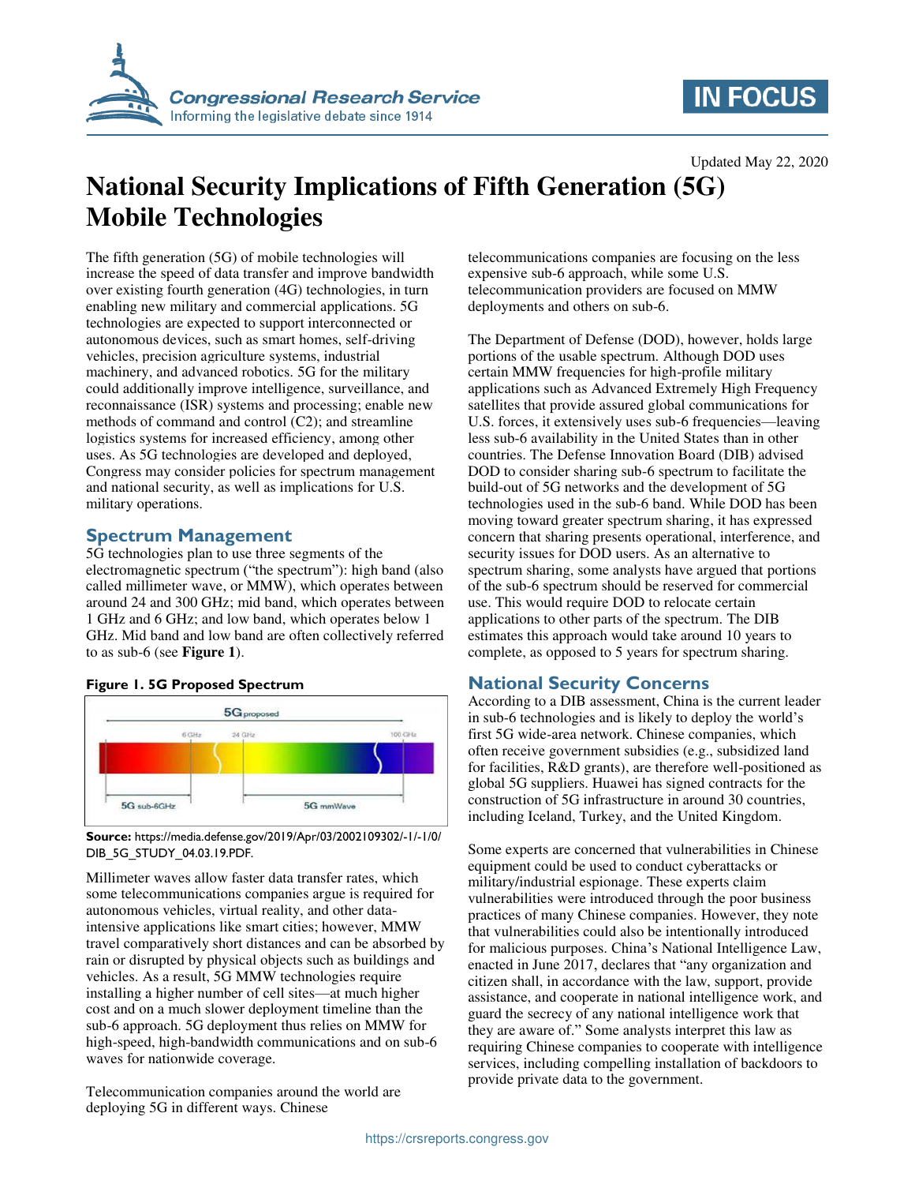# National Security Implications of Fifth Generation (5G) Mobile Technologies

Updated May 22, 2020

The fifth generation (5G) of mobile technologies will increase the speed of data transfer and improve bandwidth over existing fourth generation (4G) technologies, in turn enabling new military and commercial applications. 5G technologies are expected to support interconnected or autonomous devices, such as smart homes, self-driving vehicles, precision agriculture systems, industrial machinery, and advanced robotics. 5G for the military could additionally improve intelligence, surveillance, and reconnaissance (ISR) systems and processing; enable new methods of command and control (C2); and streamline logistics systems for increased efficiency, among other uses. As 5G technologies are developed and deployed, Congress may consider policies for spectrum management and national security, as well as implications for U.S. military operations.

## Spectrum Management

5G technologies plan to use three segments of the electromagnetic spectrum ("the spectrum"): high band (also called millimeter wave, or MMW), which operates between around 24 and 300 GHz; mid band, which operates between 1 GHz and 6 GHz; and low band, which operates below 1 GHz. Mid band and low band are often collectively referred to as sub-6 (see **Figure 1**).

**Figure 1. 5G Proposed Spectrum**

**Source:** https://media.defense.gov/2019/Apr/03/2002109302/-1/-1/0/DIB_5G_STUDY_04.03.19.PDF.

Millimeter waves allow faster data transfer rates, which some telecommunications companies argue is required for autonomous vehicles, virtual reality, and other data-intensive applications like smart cities; however, MMW travel comparatively short distances and can be absorbed by rain or disrupted by physical objects such as buildings and vehicles. As a result, 5G MMW technologies require installing a higher number of cell sites—at much higher cost and on a much slower deployment timeline than the sub-6 approach. 5G deployment thus relies on MMW for high-speed, high-bandwidth communications and on sub-6 waves for nationwide coverage.

Telecommunication companies around the world are deploying 5G in different ways. Chinese telecommunications companies are focusing on the less expensive sub-6 approach, while some U.S. telecommunication providers are focused on MMW deployments and others on sub-6.

The Department of Defense (DOD), however, holds large portions of the usable spectrum. Although DOD uses certain MMW frequencies for high-profile military applications such as Advanced Extremely High Frequency satellites that provide assured global communications for U.S. forces, it extensively uses sub-6 frequencies—leaving less sub-6 availability in the United States than in other countries. The Defense Innovation Board (DIB) advised DOD to consider sharing sub-6 spectrum to facilitate the build-out of 5G networks and the development of 5G technologies used in the sub-6 band. While DOD has been moving toward greater spectrum sharing, it has expressed concern that sharing presents operational, interference, and security issues for DOD users. As an alternative to spectrum sharing, some analysts have argued that portions of the sub-6 spectrum should be reserved for commercial use. This would require DOD to relocate certain applications to other parts of the spectrum. The DIB estimates this approach would take around 10 years to complete, as opposed to 5 years for spectrum sharing.

## National Security Concerns

According to a DIB assessment, China is the current leader in sub-6 technologies and is likely to deploy the world's first 5G wide-area network. Chinese companies, which often receive government subsidies (e.g., subsidized land for facilities, R&D grants), are therefore well-positioned as global 5G suppliers. Huawei has signed contracts for the construction of 5G infrastructure in around 30 countries, including Iceland, Turkey, and the United Kingdom.

Some experts are concerned that vulnerabilities in Chinese equipment could be used to conduct cyberattacks or military/industrial espionage. These experts claim vulnerabilities were introduced through the poor business practices of many Chinese companies. However, they note that vulnerabilities could also be intentionally introduced for malicious purposes. China's National Intelligence Law, enacted in June 2017, declares that "any organization and citizen shall, in accordance with the law, support, provide assistance, and cooperate in national intelligence work, and guard the secrecy of any national intelligence work that they are aware of." Some analysts interpret this law as requiring Chinese companies to cooperate with intelligence services, including compelling installation of backdoors to provide private data to the government.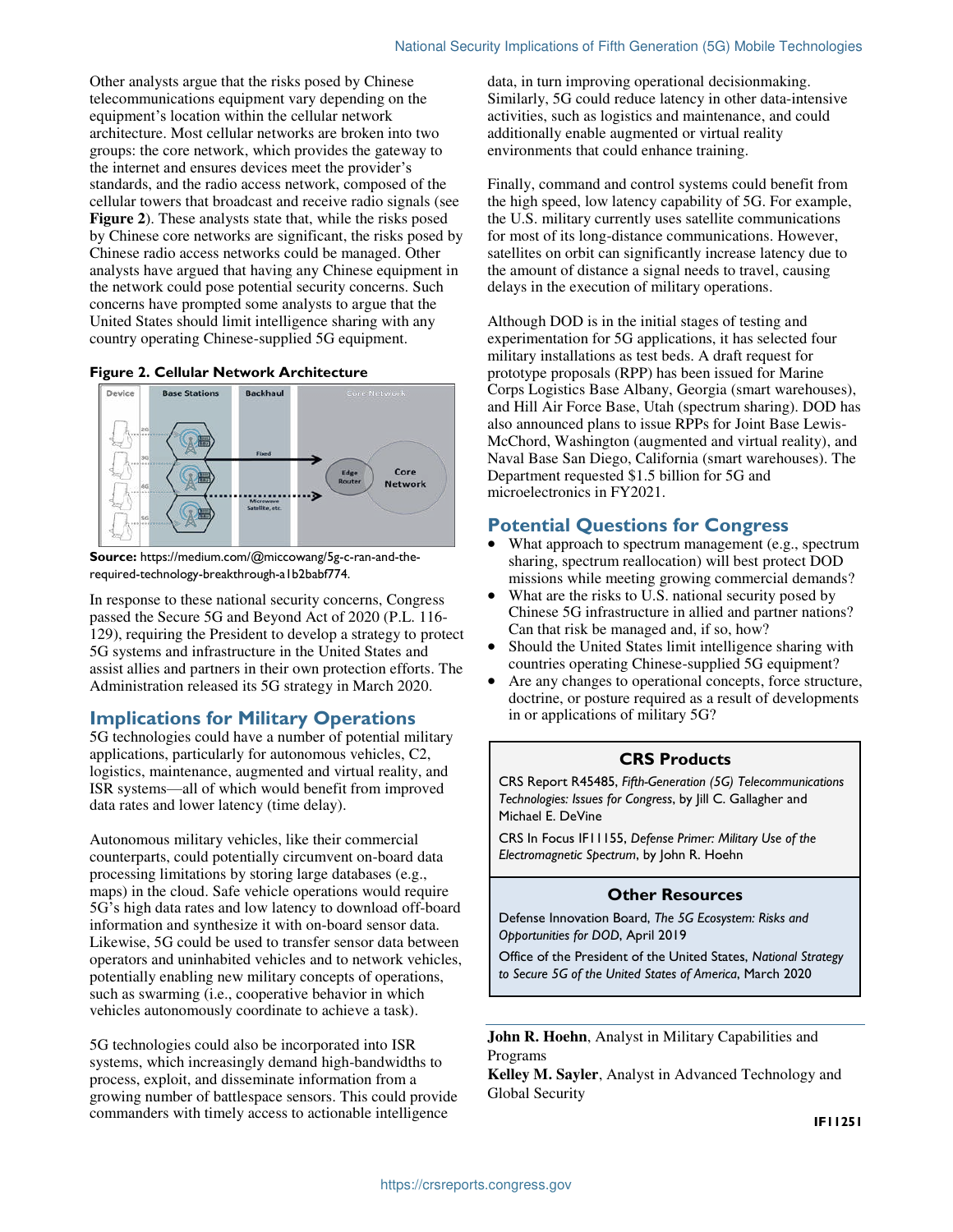Other analysts argue that the risks posed by Chinese telecommunications equipment vary depending on the equipment's location within the cellular network architecture. Most cellular networks are broken into two groups: the core network, which provides the gateway to the internet and ensures devices meet the provider's standards, and the radio access network, composed of the cellular towers that broadcast and receive radio signals (see **Figure 2**). These analysts state that, while the risks posed by Chinese core networks are significant, the risks posed by Chinese radio access networks could be managed. Other analysts have argued that having any Chinese equipment in the network could pose potential security concerns. Such concerns have prompted some analysts to argue that the United States should limit intelligence sharing with any country operating Chinese-supplied 5G equipment.

**Figure 2. Cellular Network Architecture**

**Source:** https://medium.com/@miccowang/5g-c-ran-and-the-required-technology-breakthrough-a1b2babf774.

In response to these national security concerns, Congress passed the Secure 5G and Beyond Act of 2020 (P.L. 116-129), requiring the President to develop a strategy to protect 5G systems and infrastructure in the United States and assist allies and partners in their own protection efforts. The Administration released its 5G strategy in March 2020.

## Implications for Military Operations

5G technologies could have a number of potential military applications, particularly for autonomous vehicles, C2, logistics, maintenance, augmented and virtual reality, and ISR systems—all of which would benefit from improved data rates and lower latency (time delay).

Autonomous military vehicles, like their commercial counterparts, could potentially circumvent on-board data processing limitations by storing large databases (e.g., maps) in the cloud. Safe vehicle operations would require 5G's high data rates and low latency to download off-board information and synthesize it with on-board sensor data. Likewise, 5G could be used to transfer sensor data between operators and uninhabited vehicles and to network vehicles, potentially enabling new military concepts of operations, such as swarming (i.e., cooperative behavior in which vehicles autonomously coordinate to achieve a task).

5G technologies could also be incorporated into ISR systems, which increasingly demand high-bandwidths to process, exploit, and disseminate information from a growing number of battlespace sensors. This could provide commanders with timely access to actionable intelligence data, in turn improving operational decisionmaking. Similarly, 5G could reduce latency in other data-intensive activities, such as logistics and maintenance, and could additionally enable augmented or virtual reality environments that could enhance training.

Finally, command and control systems could benefit from the high speed, low latency capability of 5G. For example, the U.S. military currently uses satellite communications for most of its long-distance communications. However, satellites on orbit can significantly increase latency due to the amount of distance a signal needs to travel, causing delays in the execution of military operations.

Although DOD is in the initial stages of testing and experimentation for 5G applications, it has selected four military installations as test beds. A draft request for prototype proposals (RPP) has been issued for Marine Corps Logistics Base Albany, Georgia (smart warehouses), and Hill Air Force Base, Utah (spectrum sharing). DOD has also announced plans to issue RPPs for Joint Base Lewis-McChord, Washington (augmented and virtual reality), and Naval Base San Diego, California (smart warehouses). The Department requested $1.5 billion for 5G and microelectronics in FY2021.

## Potential Questions for Congress

- What approach to spectrum management (e.g., spectrum sharing, spectrum reallocation) will best protect DOD missions while meeting growing commercial demands?
- What are the risks to U.S. national security posed by Chinese 5G infrastructure in allied and partner nations? Can that risk be managed and, if so, how?
- Should the United States limit intelligence sharing with countries operating Chinese-supplied 5G equipment?
- Are any changes to operational concepts, force structure, doctrine, or posture required as a result of developments in or applications of military 5G?

### CRS Products

CRS Report R45485, *Fifth-Generation (5G) Telecommunications Technologies: Issues for Congress*, by Jill C. Gallagher and Michael E. DeVine

CRS In Focus IF11155, *Defense Primer: Military Use of the Electromagnetic Spectrum*, by John R. Hoehn

### Other Resources

Defense Innovation Board, *The 5G Ecosystem: Risks and Opportunities for DOD*, April 2019

Office of the President of the United States, *National Strategy to Secure 5G of the United States of America*, March 2020

**John R. Hoehn**, Analyst in Military Capabilities and Programs

**Kelley M. Sayler**, Analyst in Advanced Technology and Global Security

IF11251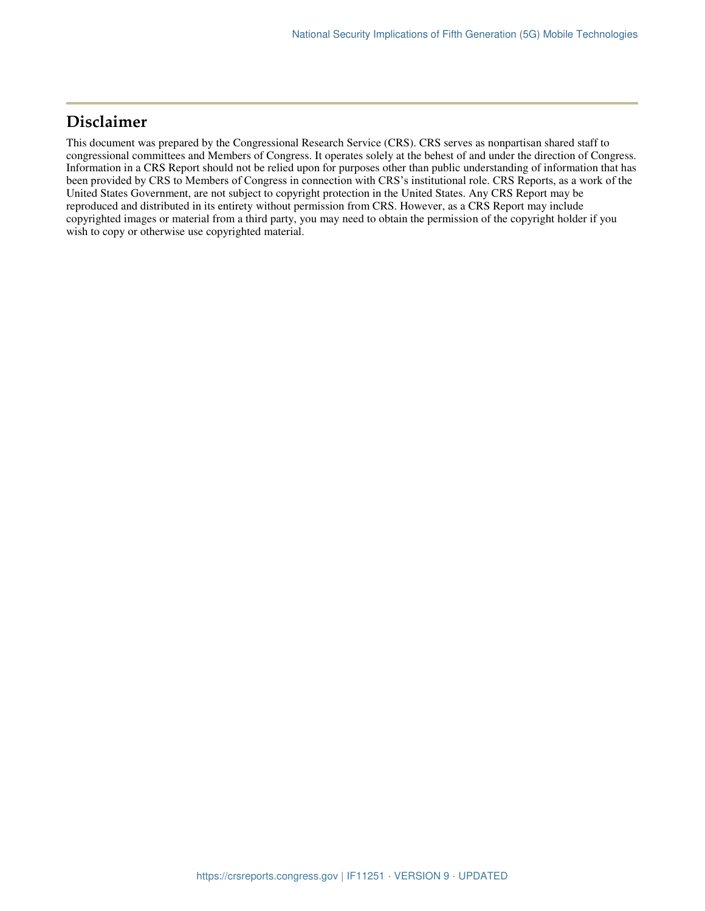## Disclaimer

This document was prepared by the Congressional Research Service (CRS). CRS serves as nonpartisan shared staff to congressional committees and Members of Congress. It operates solely at the behest of and under the direction of Congress. Information in a CRS Report should not be relied upon for purposes other than public understanding of information that has been provided by CRS to Members of Congress in connection with CRS's institutional role. CRS Reports, as a work of the United States Government, are not subject to copyright protection in the United States. Any CRS Report may be reproduced and distributed in its entirety without permission from CRS. However, as a CRS Report may include copyrighted images or material from a third party, you may need to obtain the permission of the copyright holder if you wish to copy or otherwise use copyrighted material.